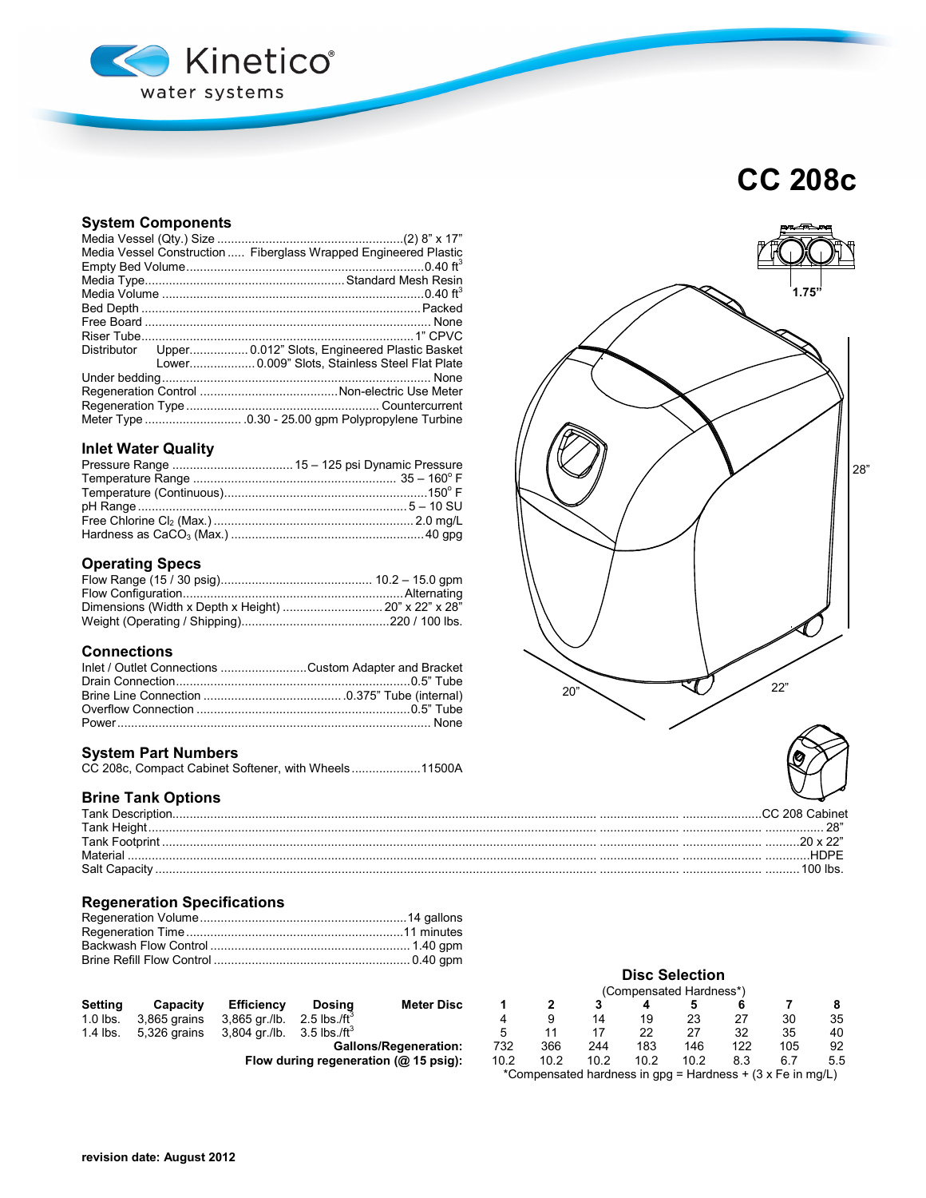Kinetico® water systems

# CC 208c

## System Components

| | |
|---|---|
| Media Vessel (Qty.) Size | (2) 8" x 17" |
| Media Vessel Construction | Fiberglass Wrapped Engineered Plastic |
| Empty Bed Volume | 0.40 $ft^3$ |
| Media Type | Standard Mesh Resin |
| Media Volume | 0.40 $ft^3$ |
| Bed Depth | Packed |
| Free Board | None |
| Riser Tube | 1" CPVC |
| Distributor Upper | 0.012" Slots, Engineered Plastic Basket |
| Distributor Lower | 0.009" Slots, Stainless Steel Flat Plate |
| Under bedding | None |
| Regeneration Control | Non-electric Use Meter |
| Regeneration Type | Countercurrent |
| Meter Type | 0.30 - 25.00 gpm Polypropylene Turbine |

## Inlet Water Quality

| | |
|---|---|
| Pressure Range | 15 – 125 psi Dynamic Pressure |
| Temperature Range | 35 – 160° F |
| Temperature (Continuous) | 150° F |
| pH Range | 5 – 10 SU |
| Free Chlorine $Cl_2$ (Max.) | 2.0 mg/L |
| Hardness as $CaCO_3$ (Max.) | 40 gpg |

## Operating Specs

| | |
|---|---|
| Flow Range (15 / 30 psig) | 10.2 – 15.0 gpm |
| Flow Configuration | Alternating |
| Dimensions (Width x Depth x Height) | 20" x 22" x 28" |
| Weight (Operating / Shipping) | 220 / 100 lbs. |

## Connections

| | |
|---|---|
| Inlet / Outlet Connections | Custom Adapter and Bracket |
| Drain Connection | 0.5" Tube |
| Brine Line Connection | 0.375" Tube (internal) |
| Overflow Connection | 0.5" Tube |
| Power | None |

## System Part Numbers

| | |
|---|---|
| CC 208c, Compact Cabinet Softener, with Wheels | 11500A |

1.75" 28" 20" 22"

## Brine Tank Options

| | |
|---|---|
| Tank Description | CC 208 Cabinet |
| Tank Height | 28" |
| Tank Footprint | 20 x 22" |
| Material | HDPE |
| Salt Capacity | 100 lbs. |

## Regeneration Specifications

| | |
|---|---|
| Regeneration Volume | 14 gallons |
| Regeneration Time | 11 minutes |
| Backwash Flow Control | 1.40 gpm |
| Brine Refill Flow Control | 0.40 gpm |

| Setting | Capacity | Efficiency | Dosing |
|---|---|---|---|
| 1.0 lbs. | 3,865 grains | 3,865 gr./lb. | 2.5 lbs./$ft^3$ |
| 1.4 lbs. | 5,326 grains | 3,804 gr./lb. | 3.5 lbs./$ft^3$ |

### Disc Selection

(Compensated Hardness*)

| Meter Disc | 1 | 2 | 3 | 4 | 5 | 6 | 7 | 8 |
|---|---|---|---|---|---|---|---|---|
| 1.0 lbs. | 4 | 9 | 14 | 19 | 23 | 27 | 30 | 35 |
| 1.4 lbs. | 5 | 11 | 17 | 22 | 27 | 32 | 35 | 40 |
| Gallons/Regeneration: | 732 | 366 | 244 | 183 | 146 | 122 | 105 | 92 |
| Flow during regeneration (@ 15 psig): | 10.2 | 10.2 | 10.2 | 10.2 | 10.2 | 8.3 | 6.7 | 5.5 |

*Compensated hardness in gpg = Hardness + (3 x Fe in mg/L)

**revision date: August 2012**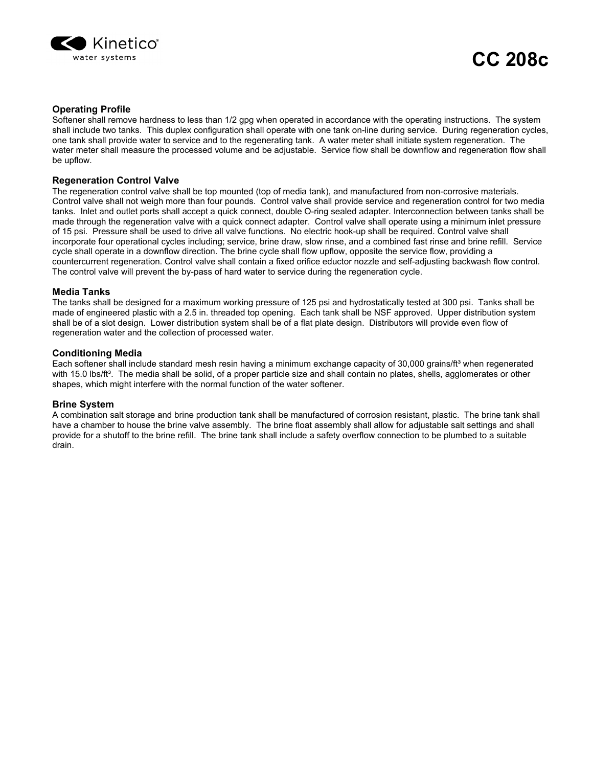# CC 208c

## Operating Profile

Softener shall remove hardness to less than 1/2 gpg when operated in accordance with the operating instructions. The system shall include two tanks. This duplex configuration shall operate with one tank on-line during service. During regeneration cycles, one tank shall provide water to service and to the regenerating tank. A water meter shall initiate system regeneration. The water meter shall measure the processed volume and be adjustable. Service flow shall be downflow and regeneration flow shall be upflow.

## Regeneration Control Valve

The regeneration control valve shall be top mounted (top of media tank), and manufactured from non-corrosive materials. Control valve shall not weigh more than four pounds. Control valve shall provide service and regeneration control for two media tanks. Inlet and outlet ports shall accept a quick connect, double O-ring sealed adapter. Interconnection between tanks shall be made through the regeneration valve with a quick connect adapter. Control valve shall operate using a minimum inlet pressure of 15 psi. Pressure shall be used to drive all valve functions. No electric hook-up shall be required. Control valve shall incorporate four operational cycles including; service, brine draw, slow rinse, and a combined fast rinse and brine refill. Service cycle shall operate in a downflow direction. The brine cycle shall flow upflow, opposite the service flow, providing a countercurrent regeneration. Control valve shall contain a fixed orifice eductor nozzle and self-adjusting backwash flow control. The control valve will prevent the by-pass of hard water to service during the regeneration cycle.

## Media Tanks

The tanks shall be designed for a maximum working pressure of 125 psi and hydrostatically tested at 300 psi. Tanks shall be made of engineered plastic with a 2.5 in. threaded top opening. Each tank shall be NSF approved. Upper distribution system shall be of a slot design. Lower distribution system shall be of a flat plate design. Distributors will provide even flow of regeneration water and the collection of processed water.

## Conditioning Media

Each softener shall include standard mesh resin having a minimum exchange capacity of 30,000 grains/ft$^3$ when regenerated with 15.0 lbs/ft$^3$. The media shall be solid, of a proper particle size and shall contain no plates, shells, agglomerates or other shapes, which might interfere with the normal function of the water softener.

## Brine System

A combination salt storage and brine production tank shall be manufactured of corrosion resistant, plastic. The brine tank shall have a chamber to house the brine valve assembly. The brine float assembly shall allow for adjustable salt settings and shall provide for a shutoff to the brine refill. The brine tank shall include a safety overflow connection to be plumbed to a suitable drain.